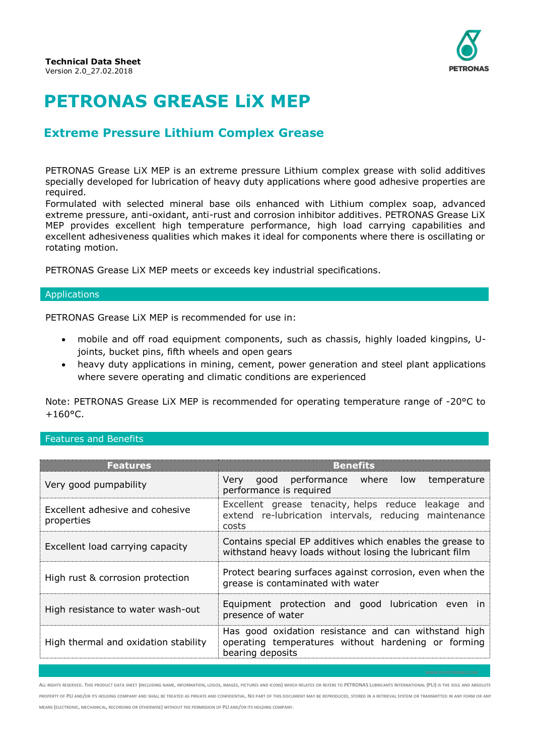**Technical Data Sheet**
Version 2.0_27.02.2018

# PETRONAS GREASE LiX MEP

## Extreme Pressure Lithium Complex Grease

PETRONAS Grease LiX MEP is an extreme pressure Lithium complex grease with solid additives specially developed for lubrication of heavy duty applications where good adhesive properties are required.
Formulated with selected mineral base oils enhanced with Lithium complex soap, advanced extreme pressure, anti-oxidant, anti-rust and corrosion inhibitor additives. PETRONAS Grease LiX MEP provides excellent high temperature performance, high load carrying capabilities and excellent adhesiveness qualities which makes it ideal for components where there is oscillating or rotating motion.

PETRONAS Grease LiX MEP meets or exceeds key industrial specifications.

### Applications

PETRONAS Grease LiX MEP is recommended for use in:

- mobile and off road equipment components, such as chassis, highly loaded kingpins, U-joints, bucket pins, fifth wheels and open gears
- heavy duty applications in mining, cement, power generation and steel plant applications where severe operating and climatic conditions are experienced

Note: PETRONAS Grease LiX MEP is recommended for operating temperature range of -20°C to +160°C.

### Features and Benefits

| Features | Benefits |
|---|---|
| Very good pumpability | Very good performance where low temperature performance is required |
| Excellent adhesive and cohesive properties | Excellent grease tenacity, helps reduce leakage and extend re-lubrication intervals, reducing maintenance costs |
| Excellent load carrying capacity | Contains special EP additives which enables the grease to withstand heavy loads without losing the lubricant film |
| High rust & corrosion protection | Protect bearing surfaces against corrosion, even when the grease is contaminated with water |
| High resistance to water wash-out | Equipment protection and good lubrication even in presence of water |
| High thermal and oxidation stability | Has good oxidation resistance and can withstand high operating temperatures without hardening or forming bearing deposits |

ALL RIGHTS RESERVED. THIS PRODUCT DATA SHEET (INCLUDING NAME, INFORMATION, LOGOS, IMAGES, PICTURES AND ICONS) WHICH RELATES OR REFERS TO PETRONAS LUBRICANTS INTERNATIONAL (PLI) IS THE SOLE AND ABSOLUTE PROPERTY OF PLI AND/OR ITS HOLDING COMPANY AND SHALL BE TREATED AS PRIVATE AND CONFIDENTIAL. NO PART OF THIS DOCUMENT MAY BE REPRODUCED, STORED IN A RETRIEVAL SYSTEM OR TRANSMITTED IN ANY FORM OR ANY MEANS (ELECTRONIC, MECHANICAL, RECORDING OR OTHERWISE) WITHOUT THE PERMISSION OF PLI AND/OR ITS HOLDING COMPANY.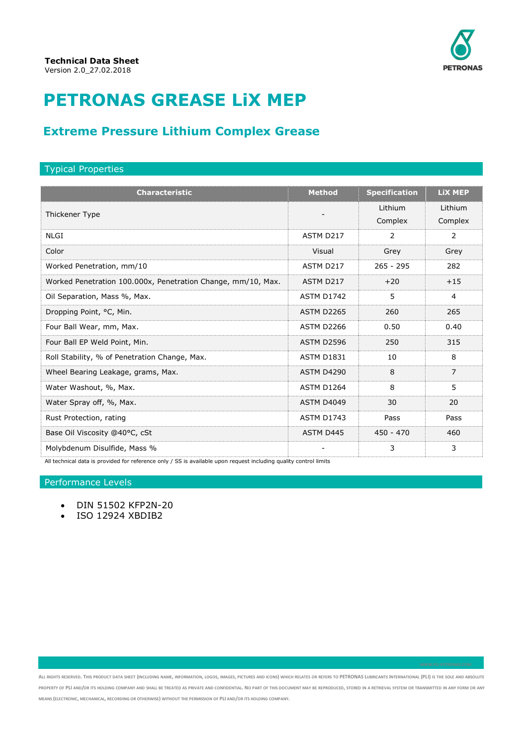**Technical Data Sheet**
Version 2.0_27.02.2018

# PETRONAS GREASE LiX MEP

## Extreme Pressure Lithium Complex Grease

### Typical Properties

| Characteristic | Method | Specification | LiX MEP |
|---|---|---|---|
| Thickener Type | - | Lithium Complex | Lithium Complex |
| NLGI | ASTM D217 | 2 | 2 |
| Color | Visual | Grey | Grey |
| Worked Penetration, mm/10 | ASTM D217 | 265 - 295 | 282 |
| Worked Penetration 100.000x, Penetration Change, mm/10, Max. | ASTM D217 | +20 | +15 |
| Oil Separation, Mass %, Max. | ASTM D1742 | 5 | 4 |
| Dropping Point, °C, Min. | ASTM D2265 | 260 | 265 |
| Four Ball Wear, mm, Max. | ASTM D2266 | 0.50 | 0.40 |
| Four Ball EP Weld Point, Min. | ASTM D2596 | 250 | 315 |
| Roll Stability, % of Penetration Change, Max. | ASTM D1831 | 10 | 8 |
| Wheel Bearing Leakage, grams, Max. | ASTM D4290 | 8 | 7 |
| Water Washout, %, Max. | ASTM D1264 | 8 | 5 |
| Water Spray off, %, Max. | ASTM D4049 | 30 | 20 |
| Rust Protection, rating | ASTM D1743 | Pass | Pass |
| Base Oil Viscosity @40°C, cSt | ASTM D445 | 450 - 470 | 460 |
| Molybdenum Disulfide, Mass % | - | 3 | 3 |

All technical data is provided for reference only / SS is available upon request including quality control limits

### Performance Levels

- DIN 51502 KFP2N-20
- ISO 12924 XBDIB2

ALL RIGHTS RESERVED. THIS PRODUCT DATA SHEET (INCLUDING NAME, INFORMATION, LOGOS, IMAGES, PICTURES AND ICONS) WHICH RELATES OR REFERS TO PETRONAS LUBRICANTS INTERNATIONAL (PLI) IS THE SOLE AND ABSOLUTE PROPERTY OF PLI AND/OR ITS HOLDING COMPANY AND SHALL BE TREATED AS PRIVATE AND CONFIDENTIAL. NO PART OF THIS DOCUMENT MAY BE REPRODUCED, STORED IN A RETRIEVAL SYSTEM OR TRANSMITTED IN ANY FORM OR ANY MEANS (ELECTRONIC, MECHANICAL, RECORDING OR OTHERWISE) WITHOUT THE PERMISSION OF PLI AND/OR ITS HOLDING COMPANY.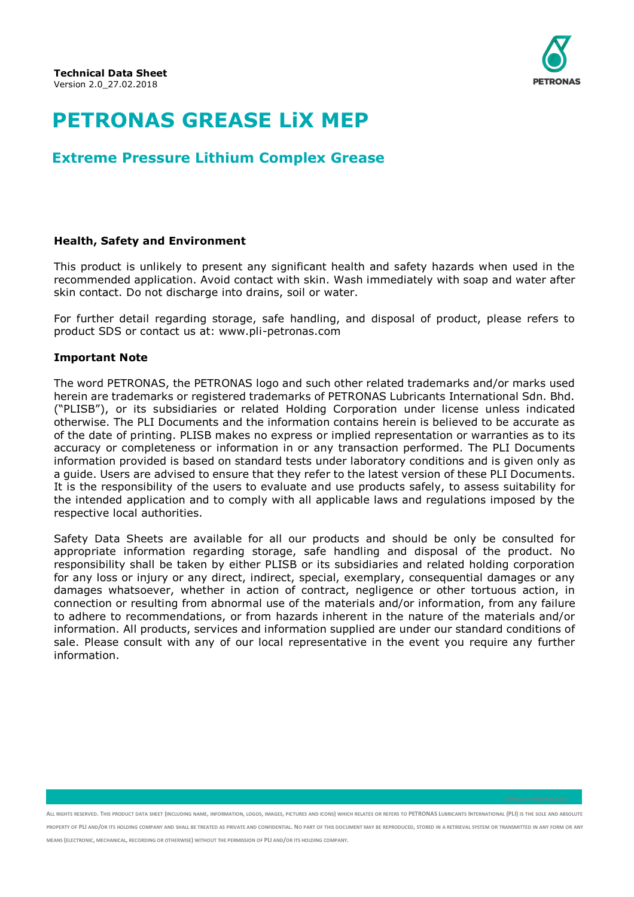**Technical Data Sheet**
Version 2.0_27.02.2018

# PETRONAS GREASE LiX MEP

## Extreme Pressure Lithium Complex Grease

### Health, Safety and Environment

This product is unlikely to present any significant health and safety hazards when used in the recommended application. Avoid contact with skin. Wash immediately with soap and water after skin contact. Do not discharge into drains, soil or water.

For further detail regarding storage, safe handling, and disposal of product, please refers to product SDS or contact us at: www.pli-petronas.com

### Important Note

The word PETRONAS, the PETRONAS logo and such other related trademarks and/or marks used herein are trademarks or registered trademarks of PETRONAS Lubricants International Sdn. Bhd. ("PLISB"), or its subsidiaries or related Holding Corporation under license unless indicated otherwise. The PLI Documents and the information contains herein is believed to be accurate as of the date of printing. PLISB makes no express or implied representation or warranties as to its accuracy or completeness or information in or any transaction performed. The PLI Documents information provided is based on standard tests under laboratory conditions and is given only as a guide. Users are advised to ensure that they refer to the latest version of these PLI Documents. It is the responsibility of the users to evaluate and use products safely, to assess suitability for the intended application and to comply with all applicable laws and regulations imposed by the respective local authorities.

Safety Data Sheets are available for all our products and should be only be consulted for appropriate information regarding storage, safe handling and disposal of the product. No responsibility shall be taken by either PLISB or its subsidiaries and related holding corporation for any loss or injury or any direct, indirect, special, exemplary, consequential damages or any damages whatsoever, whether in action of contract, negligence or other tortuous action, in connection or resulting from abnormal use of the materials and/or information, from any failure to adhere to recommendations, or from hazards inherent in the nature of the materials and/or information. All products, services and information supplied are under our standard conditions of sale. Please consult with any of our local representative in the event you require any further information.

ALL RIGHTS RESERVED. THIS PRODUCT DATA SHEET (INCLUDING NAME, INFORMATION, LOGOS, IMAGES, PICTURES AND ICONS) WHICH RELATES OR REFERS TO PETRONAS LUBRICANTS INTERNATIONAL (PLI) IS THE SOLE AND ABSOLUTE PROPERTY OF PLI AND/OR ITS HOLDING COMPANY AND SHALL BE TREATED AS PRIVATE AND CONFIDENTIAL. NO PART OF THIS DOCUMENT MAY BE REPRODUCED, STORED IN A RETRIEVAL SYSTEM OR TRANSMITTED IN ANY FORM OR ANY MEANS (ELECTRONIC, MECHANICAL, RECORDING OR OTHERWISE) WITHOUT THE PERMISSION OF PLI AND/OR ITS HOLDING COMPANY.